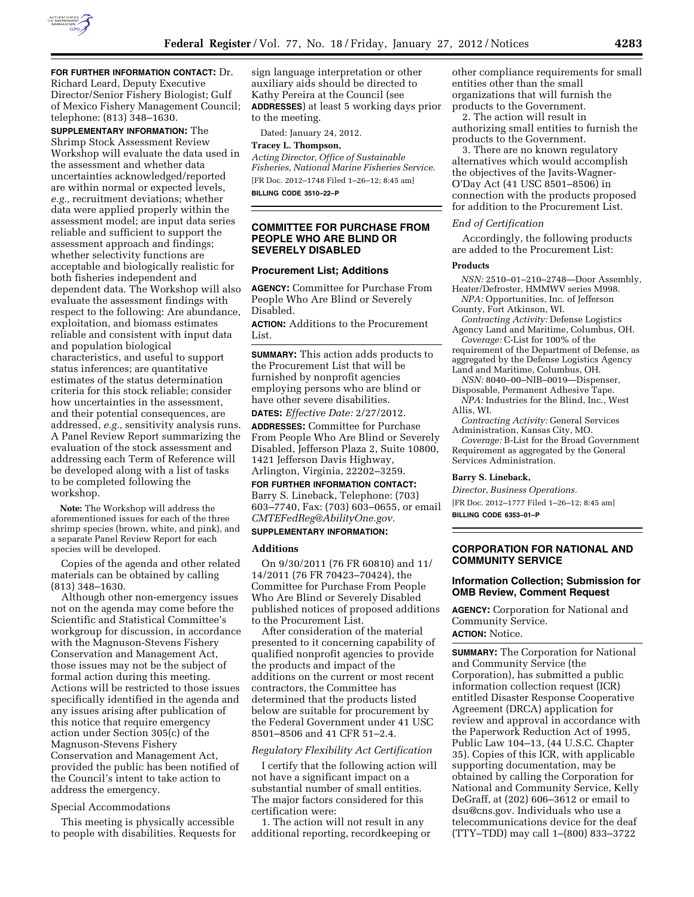**FOR FURTHER INFORMATION CONTACT:** Dr. Richard Leard, Deputy Executive Director/Senior Fishery Biologist; Gulf of Mexico Fishery Management Council; telephone: (813) 348–1630.

**SUPPLEMENTARY INFORMATION:** The Shrimp Stock Assessment Review Workshop will evaluate the data used in the assessment and whether data uncertainties acknowledged/reported are within normal or expected levels, *e.g.,* recruitment deviations; whether data were applied properly within the assessment model; are input data series reliable and sufficient to support the assessment approach and findings; whether selectivity functions are acceptable and biologically realistic for both fisheries independent and dependent data. The Workshop will also evaluate the assessment findings with respect to the following: Are abundance, exploitation, and biomass estimates reliable and consistent with input data and population biological characteristics, and useful to support status inferences; are quantitative estimates of the status determination criteria for this stock reliable; consider how uncertainties in the assessment, and their potential consequences, are addressed, *e.g.,* sensitivity analysis runs. A Panel Review Report summarizing the evaluation of the stock assessment and addressing each Term of Reference will be developed along with a list of tasks to be completed following the workshop.

**Note:** The Workshop will address the aforementioned issues for each of the three shrimp species (brown, white, and pink), and a separate Panel Review Report for each species will be developed.

Copies of the agenda and other related materials can be obtained by calling (813) 348–1630.

Although other non-emergency issues not on the agenda may come before the Scientific and Statistical Committee's workgroup for discussion, in accordance with the Magnuson-Stevens Fishery Conservation and Management Act, those issues may not be the subject of formal action during this meeting. Actions will be restricted to those issues specifically identified in the agenda and any issues arising after publication of this notice that require emergency action under Section 305(c) of the Magnuson-Stevens Fishery Conservation and Management Act, provided the public has been notified of the Council's intent to take action to address the emergency.

### Special Accommodations

This meeting is physically accessible to people with disabilities. Requests for sign language interpretation or other auxiliary aids should be directed to Kathy Pereira at the Council (see **ADDRESSES**) at least 5 working days prior to the meeting.

Dated: January 24, 2012.

**Tracey L. Thompson,**

*Acting Director, Office of Sustainable Fisheries, National Marine Fisheries Service.*

[FR Doc. 2012–1748 Filed 1–26–12; 8:45 am]

**BILLING CODE 3510–22–P**

---

## COMMITTEE FOR PURCHASE FROM PEOPLE WHO ARE BLIND OR SEVERELY DISABLED

### Procurement List; Additions

**AGENCY:** Committee for Purchase From People Who Are Blind or Severely Disabled.

**ACTION:** Additions to the Procurement List.

**SUMMARY:** This action adds products to the Procurement List that will be furnished by nonprofit agencies employing persons who are blind or have other severe disabilities.

**DATES:** *Effective Date:* 2/27/2012.

**ADDRESSES:** Committee for Purchase From People Who Are Blind or Severely Disabled, Jefferson Plaza 2, Suite 10800, 1421 Jefferson Davis Highway, Arlington, Virginia, 22202–3259.

**FOR FURTHER INFORMATION CONTACT:** Barry S. Lineback, Telephone: (703) 603–7740, Fax: (703) 603–0655, or email *CMTEFedReg@AbilityOne.gov.*

**SUPPLEMENTARY INFORMATION:**

#### Additions

On 9/30/2011 (76 FR 60810) and 11/14/2011 (76 FR 70423–70424), the Committee for Purchase From People Who Are Blind or Severely Disabled published notices of proposed additions to the Procurement List.

After consideration of the material presented to it concerning capability of qualified nonprofit agencies to provide the products and impact of the additions on the current or most recent contractors, the Committee has determined that the products listed below are suitable for procurement by the Federal Government under 41 USC 8501–8506 and 41 CFR 51–2.4.

#### *Regulatory Flexibility Act Certification*

I certify that the following action will not have a significant impact on a substantial number of small entities. The major factors considered for this certification were:

1. The action will not result in any additional reporting, recordkeeping or other compliance requirements for small entities other than the small organizations that will furnish the products to the Government.

2. The action will result in authorizing small entities to furnish the products to the Government.

3. There are no known regulatory alternatives which would accomplish the objectives of the Javits-Wagner-O'Day Act (41 USC 8501–8506) in connection with the products proposed for addition to the Procurement List.

#### *End of Certification*

Accordingly, the following products are added to the Procurement List:

#### Products

*NSN:* 2510–01–210–2748—Door Assembly, Heater/Defroster, HMMWV series M998.

*NPA:* Opportunities, Inc. of Jefferson County, Fort Atkinson, WI.

*Contracting Activity:* Defense Logistics Agency Land and Maritime, Columbus, OH.

*Coverage:* C-List for 100% of the requirement of the Department of Defense, as aggregated by the Defense Logistics Agency Land and Maritime, Columbus, OH.

*NSN:* 8040–00–NIB–0019—Dispenser, Disposable, Permanent Adhesive Tape.

*NPA:* Industries for the Blind, Inc., West Allis, WI.

*Contracting Activity:* General Services Administration, Kansas City, MO.

*Coverage:* B-List for the Broad Government Requirement as aggregated by the General Services Administration.

**Barry S. Lineback,**

*Director, Business Operations.*

[FR Doc. 2012–1777 Filed 1–26–12; 8:45 am]

**BILLING CODE 6353–01–P**

---

## CORPORATION FOR NATIONAL AND COMMUNITY SERVICE

### Information Collection; Submission for OMB Review, Comment Request

**AGENCY:** Corporation for National and Community Service.

**ACTION:** Notice.

**SUMMARY:** The Corporation for National and Community Service (the Corporation), has submitted a public information collection request (ICR) entitled Disaster Response Cooperative Agreement (DRCA) application for review and approval in accordance with the Paperwork Reduction Act of 1995, Public Law 104–13, (44 U.S.C. Chapter 35). Copies of this ICR, with applicable supporting documentation, may be obtained by calling the Corporation for National and Community Service, Kelly DeGraff, at (202) 606–3612 or email to dsu@cns.gov. Individuals who use a telecommunications device for the deaf (TTY–TDD) may call 1–(800) 833–3722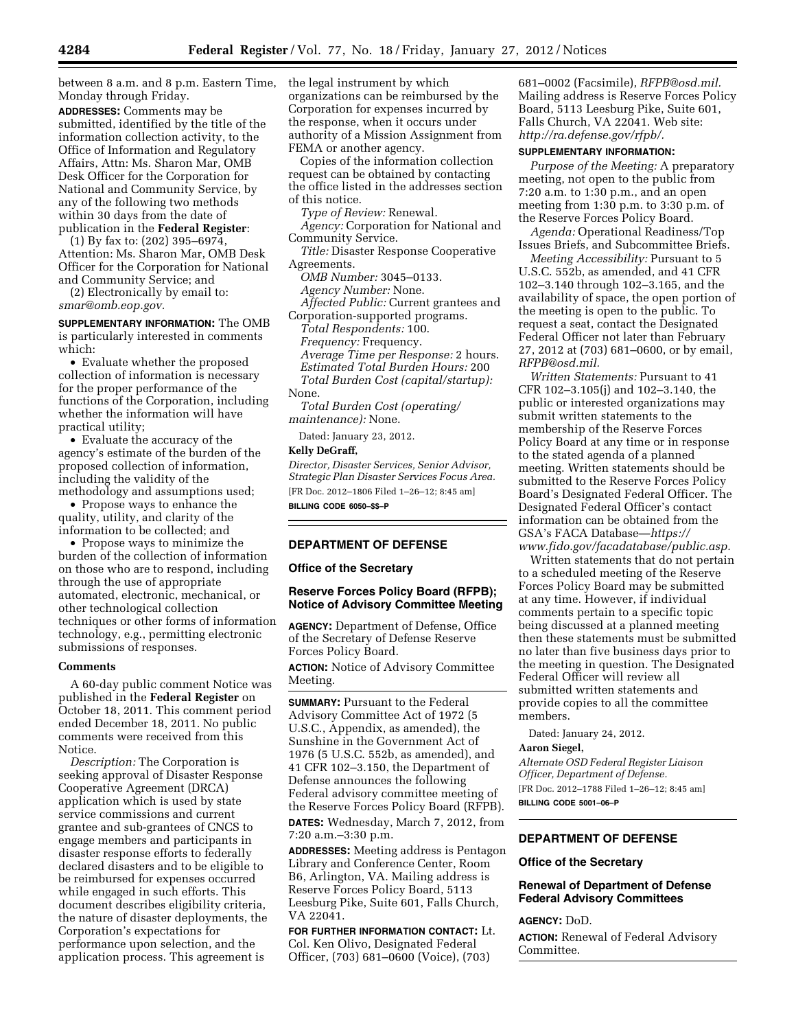between 8 a.m. and 8 p.m. Eastern Time, Monday through Friday.

**ADDRESSES:** Comments may be submitted, identified by the title of the information collection activity, to the Office of Information and Regulatory Affairs, Attn: Ms. Sharon Mar, OMB Desk Officer for the Corporation for National and Community Service, by any of the following two methods within 30 days from the date of publication in the **Federal Register**:

(1) By fax to: (202) 395–6974, Attention: Ms. Sharon Mar, OMB Desk Officer for the Corporation for National and Community Service; and

(2) Electronically by email to: *smar@omb.eop.gov.*

**SUPPLEMENTARY INFORMATION:** The OMB is particularly interested in comments which:

- Evaluate whether the proposed collection of information is necessary for the proper performance of the functions of the Corporation, including whether the information will have practical utility;
- Evaluate the accuracy of the agency's estimate of the burden of the proposed collection of information, including the validity of the methodology and assumptions used;
- Propose ways to enhance the quality, utility, and clarity of the information to be collected; and
- Propose ways to minimize the burden of the collection of information on those who are to respond, including through the use of appropriate automated, electronic, mechanical, or other technological collection techniques or other forms of information technology, e.g., permitting electronic submissions of responses.

**Comments**

A 60-day public comment Notice was published in the **Federal Register** on October 18, 2011. This comment period ended December 18, 2011. No public comments were received from this Notice.

*Description:* The Corporation is seeking approval of Disaster Response Cooperative Agreement (DRCA) application which is used by state service commissions and current grantee and sub-grantees of CNCS to engage members and participants in disaster response efforts to federally declared disasters and to be eligible to be reimbursed for expenses occurred while engaged in such efforts. This document describes eligibility criteria, the nature of disaster deployments, the Corporation's expectations for performance upon selection, and the application process. This agreement is the legal instrument by which organizations can be reimbursed by the Corporation for expenses incurred by the response, when it occurs under authority of a Mission Assignment from FEMA or another agency.

Copies of the information collection request can be obtained by contacting the office listed in the addresses section of this notice.

*Type of Review:* Renewal.

*Agency:* Corporation for National and Community Service.

*Title:* Disaster Response Cooperative Agreements.

*OMB Number:* 3045–0133.

*Agency Number:* None.

*Affected Public:* Current grantees and Corporation-supported programs.

*Total Respondents:* 100.

*Frequency:* Frequency.

*Average Time per Response:* 2 hours.

*Estimated Total Burden Hours:* 200

*Total Burden Cost (capital/startup):* None.

*Total Burden Cost (operating/maintenance):* None.

Dated: January 23, 2012.

**Kelly DeGraff,**

*Director, Disaster Services, Senior Advisor, Strategic Plan Disaster Services Focus Area.*

[FR Doc. 2012–1806 Filed 1–26–12; 8:45 am]

**BILLING CODE 6050–$$–P**

## DEPARTMENT OF DEFENSE

### Office of the Secretary

### Reserve Forces Policy Board (RFPB); Notice of Advisory Committee Meeting

**AGENCY:** Department of Defense, Office of the Secretary of Defense Reserve Forces Policy Board.

**ACTION:** Notice of Advisory Committee Meeting.

**SUMMARY:** Pursuant to the Federal Advisory Committee Act of 1972 (5 U.S.C., Appendix, as amended), the Sunshine in the Government Act of 1976 (5 U.S.C. 552b, as amended), and 41 CFR 102–3.150, the Department of Defense announces the following Federal advisory committee meeting of the Reserve Forces Policy Board (RFPB).

**DATES:** Wednesday, March 7, 2012, from 7:20 a.m.–3:30 p.m.

**ADDRESSES:** Meeting address is Pentagon Library and Conference Center, Room B6, Arlington, VA. Mailing address is Reserve Forces Policy Board, 5113 Leesburg Pike, Suite 601, Falls Church, VA 22041.

**FOR FURTHER INFORMATION CONTACT:** Lt. Col. Ken Olivo, Designated Federal Officer, (703) 681–0600 (Voice), (703) 681–0002 (Facsimile), *RFPB@osd.mil.* Mailing address is Reserve Forces Policy Board, 5113 Leesburg Pike, Suite 601, Falls Church, VA 22041. Web site: *http://ra.defense.gov/rfpb/.*

**SUPPLEMENTARY INFORMATION:**

*Purpose of the Meeting:* A preparatory meeting, not open to the public from 7:20 a.m. to 1:30 p.m., and an open meeting from 1:30 p.m. to 3:30 p.m. of the Reserve Forces Policy Board.

*Agenda:* Operational Readiness/Top Issues Briefs, and Subcommittee Briefs.

*Meeting Accessibility:* Pursuant to 5 U.S.C. 552b, as amended, and 41 CFR 102–3.140 through 102–3.165, and the availability of space, the open portion of the meeting is open to the public. To request a seat, contact the Designated Federal Officer not later than February 27, 2012 at (703) 681–0600, or by email, *RFPB@osd.mil.*

*Written Statements:* Pursuant to 41 CFR 102–3.105(j) and 102–3.140, the public or interested organizations may submit written statements to the membership of the Reserve Forces Policy Board at any time or in response to the stated agenda of a planned meeting. Written statements should be submitted to the Reserve Forces Policy Board's Designated Federal Officer. The Designated Federal Officer's contact information can be obtained from the GSA's FACA Database—*https://www.fido.gov/facadatabase/public.asp.*

Written statements that do not pertain to a scheduled meeting of the Reserve Forces Policy Board may be submitted at any time. However, if individual comments pertain to a specific topic being discussed at a planned meeting then these statements must be submitted no later than five business days prior to the meeting in question. The Designated Federal Officer will review all submitted written statements and provide copies to all the committee members.

Dated: January 24, 2012.

**Aaron Siegel,**

*Alternate OSD Federal Register Liaison Officer, Department of Defense.*

[FR Doc. 2012–1788 Filed 1–26–12; 8:45 am]

**BILLING CODE 5001–06–P**

## DEPARTMENT OF DEFENSE

### Office of the Secretary

### Renewal of Department of Defense Federal Advisory Committees

**AGENCY:** DoD.

**ACTION:** Renewal of Federal Advisory Committee.